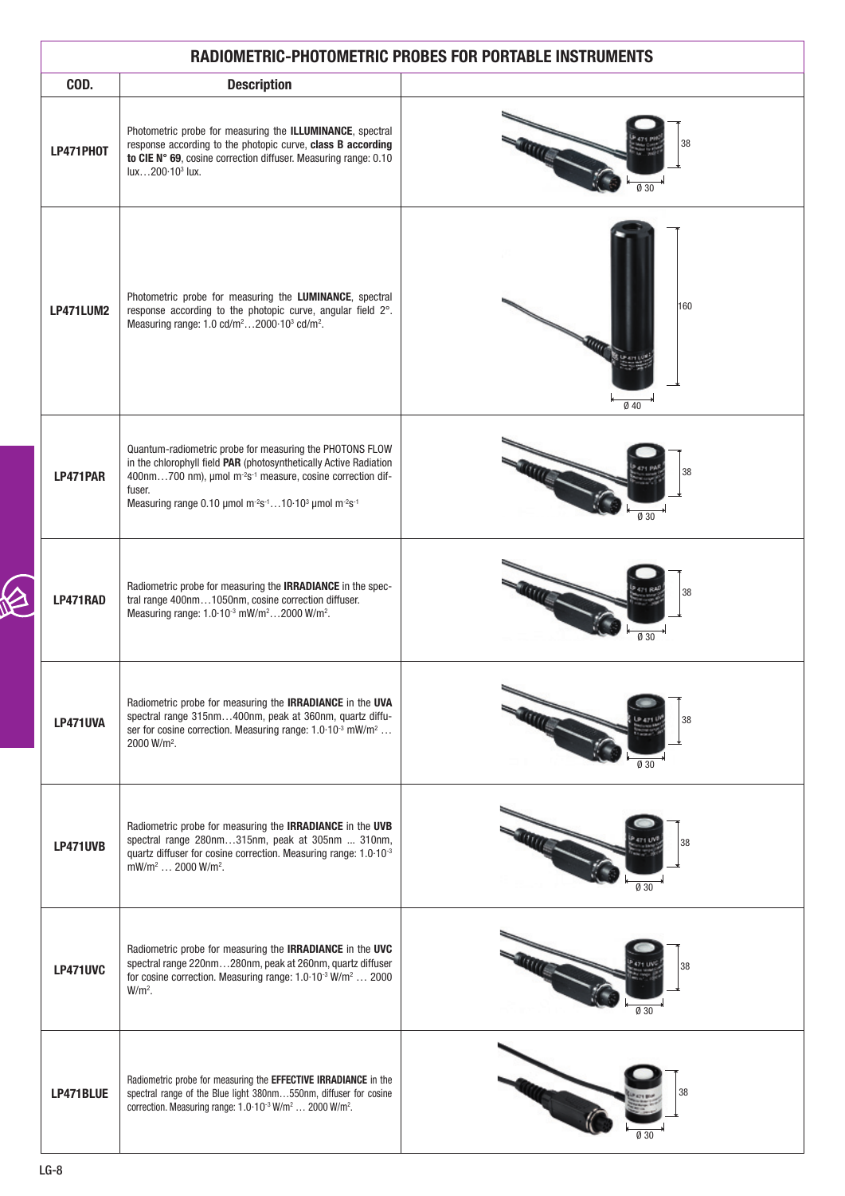## RADIOMETRIC-PHOTOMETRIC PROBES FOR PORTABLE INSTRUMENTS

| COD. | Description | |
|---|---|---|
| **LP471PHOT** | Photometric probe for measuring the **ILLUMINANCE**, spectral response according to the photopic curve, **class B according to CIE N° 69**, cosine correction diffuser. Measuring range: 0.10 lux…200·$10^3$ lux. | 38 / Ø 30 |
| **LP471LUM2** | Photometric probe for measuring the **LUMINANCE**, spectral response according to the photopic curve, angular field 2°. Measuring range: 1.0 cd/$m^2$…2000·$10^3$ cd/$m^2$. | 160 / Ø 40 |
| **LP471PAR** | Quantum-radiometric probe for measuring the PHOTONS FLOW in the chlorophyll field **PAR** (photosynthetically Active Radiation 400nm…700 nm), μmol $m^{-2}s^{-1}$ measure, cosine correction diffuser. Measuring range 0.10 μmol $m^{-2}s^{-1}$…10·$10^3$ μmol $m^{-2}s^{-1}$ | 38 / Ø 30 |
| **LP471RAD** | Radiometric probe for measuring the **IRRADIANCE** in the spectral range 400nm…1050nm, cosine correction diffuser. Measuring range: 1.0·$10^{-3}$ mW/$m^2$…2000 W/$m^2$. | 38 / Ø 30 |
| **LP471UVA** | Radiometric probe for measuring the **IRRADIANCE** in the **UVA** spectral range 315nm…400nm, peak at 360nm, quartz diffuser for cosine correction. Measuring range: 1.0·$10^{-3}$ mW/$m^2$ … 2000 W/$m^2$. | 38 / Ø 30 |
| **LP471UVB** | Radiometric probe for measuring the **IRRADIANCE** in the **UVB** spectral range 280nm…315nm, peak at 305nm ... 310nm, quartz diffuser for cosine correction. Measuring range: 1.0·$10^{-3}$ mW/$m^2$ … 2000 W/$m^2$. | 38 / Ø 30 |
| **LP471UVC** | Radiometric probe for measuring the **IRRADIANCE** in the **UVC** spectral range 220nm…280nm, peak at 260nm, quartz diffuser for cosine correction. Measuring range: 1.0·$10^{-3}$ W/$m^2$ … 2000 W/$m^2$. | 38 / Ø 30 |
| **LP471BLUE** | Radiometric probe for measuring the **EFFECTIVE IRRADIANCE** in the spectral range of the Blue light 380nm…550nm, diffuser for cosine correction. Measuring range: 1.0·$10^{-3}$ W/$m^2$ … 2000 W/$m^2$. | 38 / Ø 30 |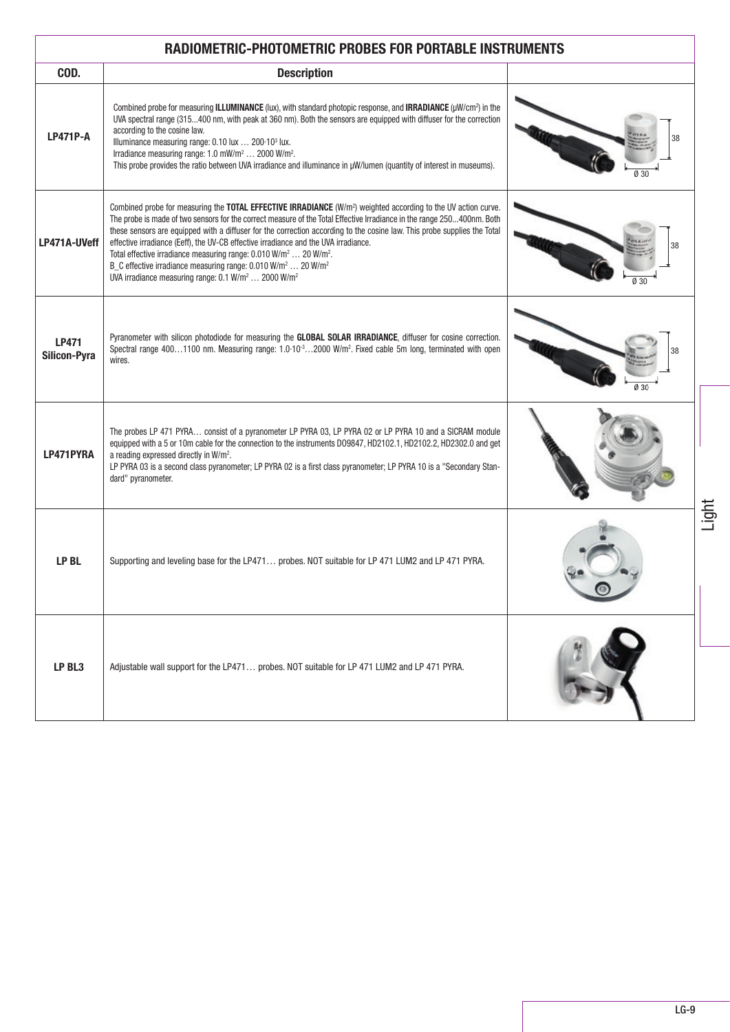## RADIOMETRIC-PHOTOMETRIC PROBES FOR PORTABLE INSTRUMENTS

| COD. | Description | |
|---|---|---|
| **LP471P-A** | Combined probe for measuring **ILLUMINANCE** (lux), with standard photopic response, and **IRRADIANCE** (μW/cm²) in the UVA spectral range (315...400 nm, with peak at 360 nm). Both the sensors are equipped with diffuser for the correction according to the cosine law. Illuminance measuring range: 0.10 lux … 200·10³ lux. Irradiance measuring range: 1.0 mW/m² … 2000 W/m². This probe provides the ratio between UVA irradiance and illuminance in μW/lumen (quantity of interest in museums). | 38, Ø 30 |
| **LP471A-UVeff** | Combined probe for measuring the **TOTAL EFFECTIVE IRRADIANCE** (W/m²) weighted according to the UV action curve. The probe is made of two sensors for the correct measure of the Total Effective Irradiance in the range 250...400nm. Both these sensors are equipped with a diffuser for the correction according to the cosine law. This probe supplies the Total effective irradiance (Eeff), the UV-CB effective irradiance and the UVA irradiance. Total effective irradiance measuring range: 0.010 W/m² … 20 W/m². B_C effective irradiance measuring range: 0.010 W/m² … 20 W/m² UVA irradiance measuring range: 0.1 W/m² … 2000 W/m² | 38, Ø 30 |
| **LP471 Silicon-Pyra** | Pyranometer with silicon photodiode for measuring the **GLOBAL SOLAR IRRADIANCE**, diffuser for cosine correction. Spectral range 400…1100 nm. Measuring range: 1.0·10⁻³…2000 W/m². Fixed cable 5m long, terminated with open wires. | 38, Ø 30 |
| **LP471PYRA** | The probes LP 471 PYRA… consist of a pyranometer LP PYRA 03, LP PYRA 02 or LP PYRA 10 and a SICRAM module equipped with a 5 or 10m cable for the connection to the instruments DO9847, HD2102.1, HD2102.2, HD2302.0 and get a reading expressed directly in W/m². LP PYRA 03 is a second class pyranometer; LP PYRA 02 is a first class pyranometer; LP PYRA 10 is a "Secondary Standard" pyranometer. | |
| **LP BL** | Supporting and leveling base for the LP471… probes. NOT suitable for LP 471 LUM2 and LP 471 PYRA. | |
| **LP BL3** | Adjustable wall support for the LP471… probes. NOT suitable for LP 471 LUM2 and LP 471 PYRA. | |

Light